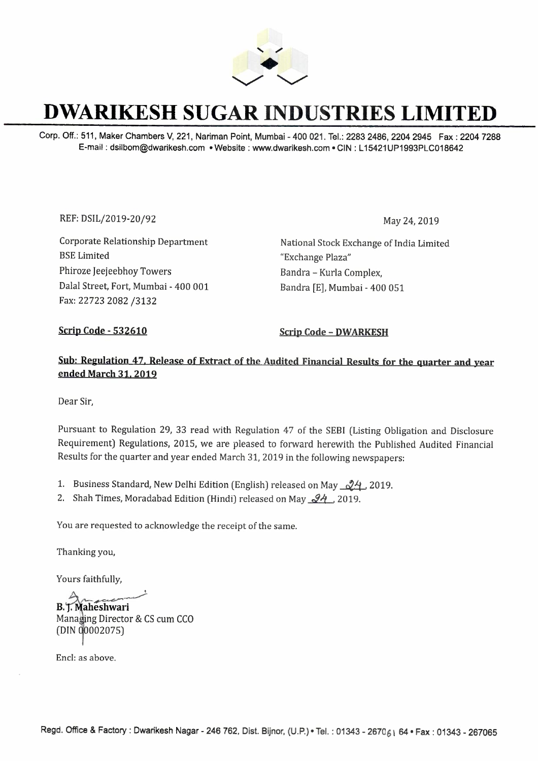# DWARIKESH SUGAR INDUSTRIES LIMITED

Corp. Off.: 511, Maker Chambers V, 221, Nariman Point, Mumbai - 400 021. Tel.: 2283 2486, 2204 2945 Fax : 2204 7288
E-mail : dsilbom@dwarikesh.com • Website : www.dwarikesh.com • CIN : L15421UP1993PLC018642

REF: DSIL/2019-20/92

May 24, 2019

Corporate Relationship Department
BSE Limited
Phiroze Jeejeebhoy Towers
Dalal Street, Fort, Mumbai - 400 001
Fax: 22723 2082 /3132

National Stock Exchange of India Limited
"Exchange Plaza"
Bandra – Kurla Complex,
Bandra [E], Mumbai - 400 051

**Scrip Code - 532610**

**Scrip Code – DWARKESH**

**Sub: Regulation 47, Release of Extract of the Audited Financial Results for the quarter and year ended March 31, 2019**

Dear Sir,

Pursuant to Regulation 29, 33 read with Regulation 47 of the SEBI (Listing Obligation and Disclosure Requirement) Regulations, 2015, we are pleased to forward herewith the Published Audited Financial Results for the quarter and year ended March 31, 2019 in the following newspapers:

1. Business Standard, New Delhi Edition (English) released on May 24, 2019.
2. Shah Times, Moradabad Edition (Hindi) released on May 24, 2019.

You are requested to acknowledge the receipt of the same.

Thanking you,

Yours faithfully,

**B. J. Maheshwari**
Managing Director & CS cum CCO
(DIN 00002075)

Encl: as above.

Regd. Office & Factory : Dwarikesh Nagar - 246 762, Dist. Bijnor, (U.P.) • Tel. : 01343 - 267061 64 • Fax : 01343 - 267065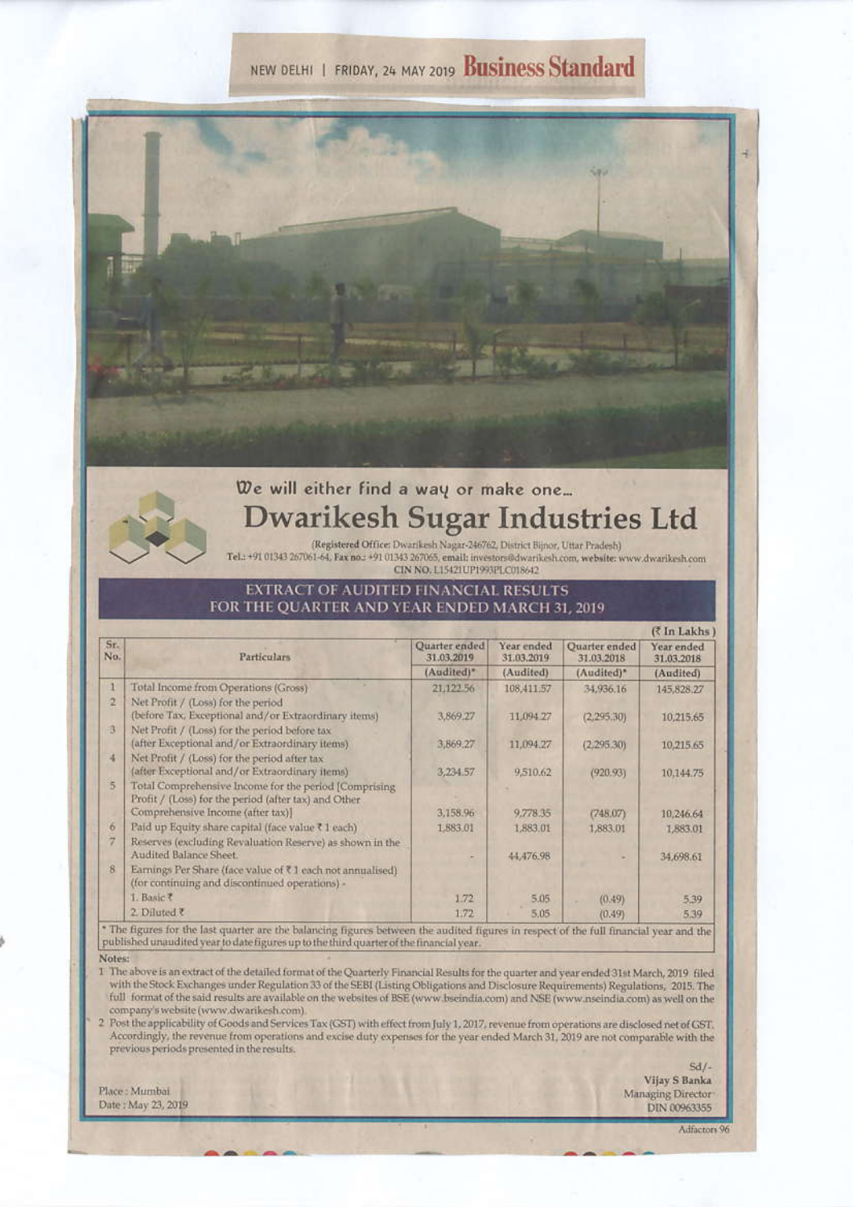NEW DELHI | FRIDAY, 24 MAY 2019 **Business Standard**

*We will either find a way or make one...*

# Dwarikesh Sugar Industries Ltd

(Registered Office: Dwarikesh Nagar-246762, District Bijnor, Uttar Pradesh)
Tel.: +91 01343 267061-64, Fax no.: +91 01343 267065, email: investors@dwarikesh.com, website: www.dwarikesh.com
CIN NO. L15421UP1993PLC018642

## EXTRACT OF AUDITED FINANCIAL RESULTS FOR THE QUARTER AND YEAR ENDED MARCH 31, 2019

(₹ In Lakhs)

| Sr. No. | Particulars | Quarter ended 31.03.2019 | Year ended 31.03.2019 | Quarter ended 31.03.2018 | Year ended 31.03.2018 |
|---|---|---|---|---|---|
| | | (Audited)* | (Audited) | (Audited)* | (Audited) |
| 1 | Total Income from Operations (Gross) | 21,122.56 | 108,411.57 | 34,936.16 | 145,828.27 |
| 2 | Net Profit / (Loss) for the period (before Tax, Exceptional and/or Extraordinary items) | 3,869.27 | 11,094.27 | (2,295.30) | 10,215.65 |
| 3 | Net Profit / (Loss) for the period before tax (after Exceptional and/or Extraordinary items) | 3,869.27 | 11,094.27 | (2,295.30) | 10,215.65 |
| 4 | Net Profit / (Loss) for the period after tax (after Exceptional and/or Extraordinary items) | 3,234.57 | 9,510.62 | (920.93) | 10,144.75 |
| 5 | Total Comprehensive Income for the period [Comprising Profit / (Loss) for the period (after tax) and Other Comprehensive Income (after tax)] | 3,158.96 | 9,778.35 | (748.07) | 10,246.64 |
| 6 | Paid up Equity share capital (face value ₹ 1 each) | 1,883.01 | 1,883.01 | 1,883.01 | 1,883.01 |
| 7 | Reserves (excluding Revaluation Reserve) as shown in the Audited Balance Sheet. | - | 44,476.98 | - | 34,698.61 |
| 8 | Earnings Per Share (face value of ₹ 1 each not annualised) (for continuing and discontinued operations) - | | | | |
| | 1. Basic ₹ | 1.72 | 5.05 | (0.49) | 5.39 |
| | 2. Diluted ₹ | 1.72 | 5.05 | (0.49) | 5.39 |

\* The figures for the last quarter are the balancing figures between the audited figures in respect of the full financial year and the published unaudited year to date figures up to the third quarter of the financial year.

**Notes:**

1. The above is an extract of the detailed format of the Quarterly Financial Results for the quarter and year ended 31st March, 2019 filed with the Stock Exchanges under Regulation 33 of the SEBI (Listing Obligations and Disclosure Requirements) Regulations, 2015. The full format of the said results are available on the websites of BSE (www.bseindia.com) and NSE (www.nseindia.com) as well on the company's website (www.dwarikesh.com).
2. Post the applicability of Goods and Services Tax (GST) with effect from July 1, 2017, revenue from operations are disclosed net of GST. Accordingly, the revenue from operations and excise duty expenses for the year ended March 31, 2019 are not comparable with the previous periods presented in the results.

Place : Mumbai
Date : May 23, 2019

Sd/-
Vijay S Banka
Managing Director
DIN 00963355

Adfactors 96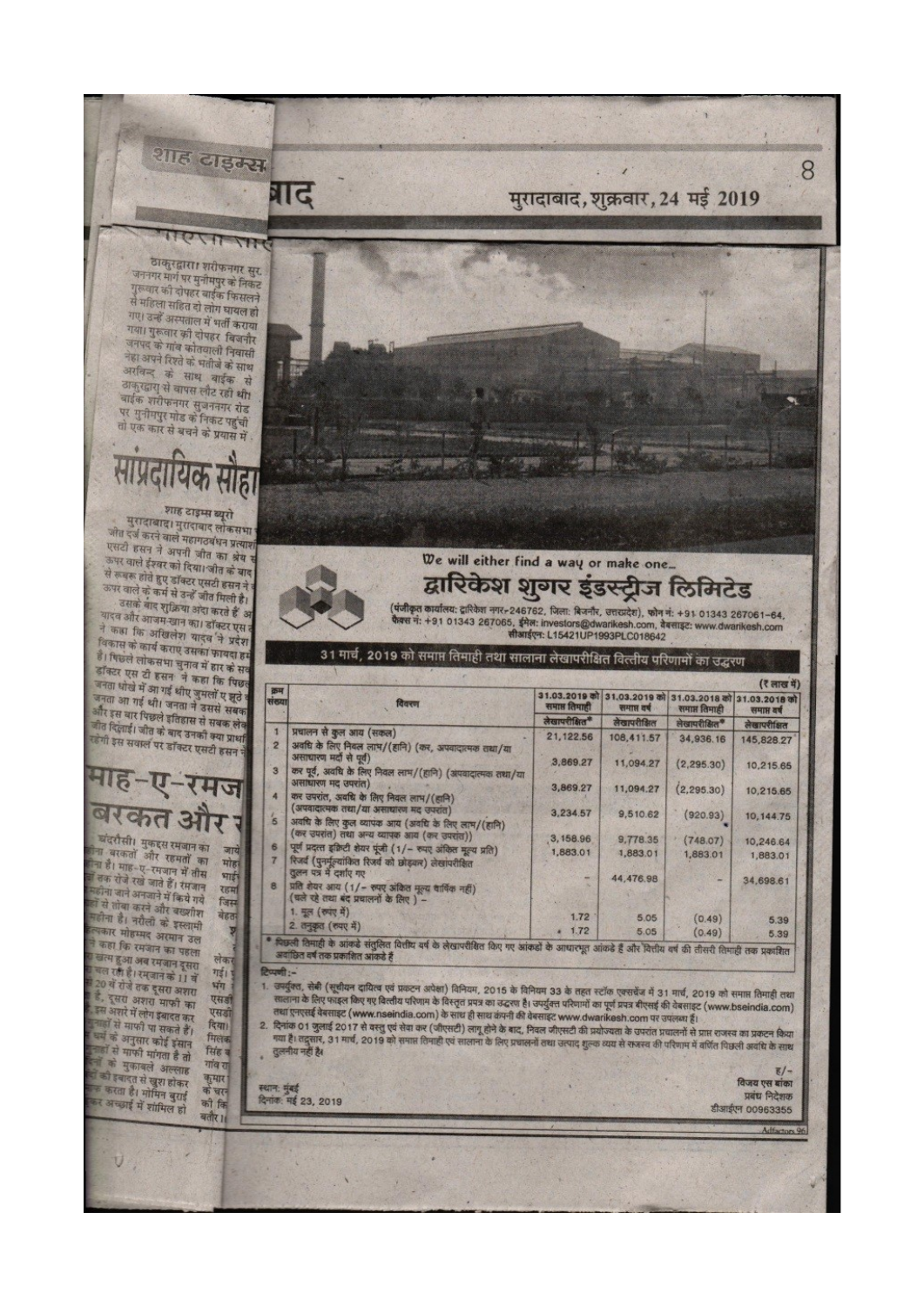मुरादाबाद, शुक्रवार, 24 मई 2019

We will either find a way or make one...

# द्वारिकेश शुगर इंडस्ट्रीज लिमिटेड

(पंजीकृत कार्यालय: द्वारिकेश नगर-246762, जिला: बिजनौर, उत्तरप्रदेश), फोन नं: +91 01343 267061-64, फैक्स नं: +91 01343 267065, ईमेल: investors@dwarikesh.com, वेबसाइट: www.dwarikesh.com
सीआईएन: L15421UP1993PLC018642

## 31 मार्च, 2019 को समाप्त तिमाही तथा सालाना लेखापरीक्षित वित्तीय परिणामों का उद्धरण

(₹ लाख में)

| क्रम संख्या | विवरण | 31.03.2019 को समाप्त तिमाही | 31.03.2019 को समाप्त वर्ष | 31.03.2018 को समाप्त तिमाही | 31.03.2018 को समाप्त वर्ष |
|---|---|---|---|---|---|
| | | लेखापरीक्षित* | लेखापरीक्षित | लेखापरीक्षित* | लेखापरीक्षित |
| 1 | प्रचालन से कुल आय (सकल) | 21,122.56 | 108,411.57 | 34,936.16 | 145,828.27 |
| 2 | अवधि के लिए निवल लाभ/(हानि) (कर, अपवादात्मक तथा/या असाधारण मदों से पूर्व) | 3,869.27 | 11,094.27 | (2,295.30) | 10,215.65 |
| 3 | कर पूर्व, अवधि के लिए निवल लाभ/(हानि) (अपवादात्मक तथा/या असाधारण मद उपरांत) | 3,869.27 | 11,094.27 | (2,295.30) | 10,215.65 |
| 4 | कर उपरांत, अवधि के लिए निवल लाभ/(हानि) (अपवादात्मक तथा/या असाधारण मद उपरांत) | 3,234.57 | 9,510.62 | (920.93) | 10,144.75 |
| 5 | अवधि के लिए कुल व्यापक आय (अवधि के लिए लाभ/(हानि) (कर उपरांत) तथा अन्य व्यापक आय (कर उपरांत)) | 3,158.96 | 9,778.35 | (748.07) | 10,246.64 |
| 6 | पूर्ण प्रदत्त इक्विटी शेयर पूंजी (1/- रुपए अंकित मूल्य प्रति) | 1,883.01 | 1,883.01 | 1,883.01 | 1,883.01 |
| 7 | रिजर्व (पुनर्मूल्यांकित रिजर्व को छोड़कर) लेखापरीक्षित तुलन पत्र में दर्शाए गए | - | 44,476.98 | - | 34,698.61 |
| 8 | प्रति शेयर आय (1/- रुपए अंकित मूल्य वार्षिक नहीं) (चले रहे तथा बंद प्रचालनों के लिए ) - | | | | |
| | 1. मूल (रुपए में) | 1.72 | 5.05 | (0.49) | 5.39 |
| | 2. तनुकृत (रुपए में) | 1.72 | 5.05 | (0.49) | 5.39 |

\* पिछली तिमाही के आंकड़े संतुलित वित्तीय वर्ष के लेखापरीक्षित किए गए आंकड़ों के आधारभूत आंकड़े हैं और वित्तीय वर्ष की तीसरी तिमाही तक प्रकाशित अवधित वर्ष तक प्रकाशित आंकड़े हैं

टिप्पणी :-

1. उपर्युक्त, सेबी (सूचीयन दायित्व एवं प्रकटन अपेक्षा) विनियम, 2015 के विनियम 33 के तहत स्टॉक एक्सचेंज में 31 मार्च, 2019 को समाप्त तिमाही तथा सालाना के लिए फाइल किए गए वित्तीय परिणाम के विस्तृत प्रपत्र का उद्धरण है। उपर्युक्त परिणामों का पूर्ण प्रपत्र बीएसई की वेबसाइट (www.bseindia.com) तथा एनएसई वेबसाइट (www.nseindia.com) के साथ ही साथ कंपनी की वेबसाइट www.dwarikesh.com पर उपलब्ध है।
2. दिनांक 01 जुलाई 2017 से वस्तु एवं सेवा कर (जीएसटी) लागू होने के बाद, निवल जीएसटी की प्रयोज्यता के उपरांत प्रचालनों से प्राप्त राजस्व का प्रकटन किया गया है। तद्नुसार, 31 मार्च, 2019 को समाप्त तिमाही एवं सालाना के लिए प्रचालनों तथा उत्पाद शुल्क व्यय से राजस्व की परिणाम में वर्णित पिछली अवधि के साथ तुलनीय नहीं है।

स्थान: मुंबई
दिनांक: मई 23, 2019

ह/-
विजय एस बांका
प्रबंध निदेशक
डीआईएन 00963355